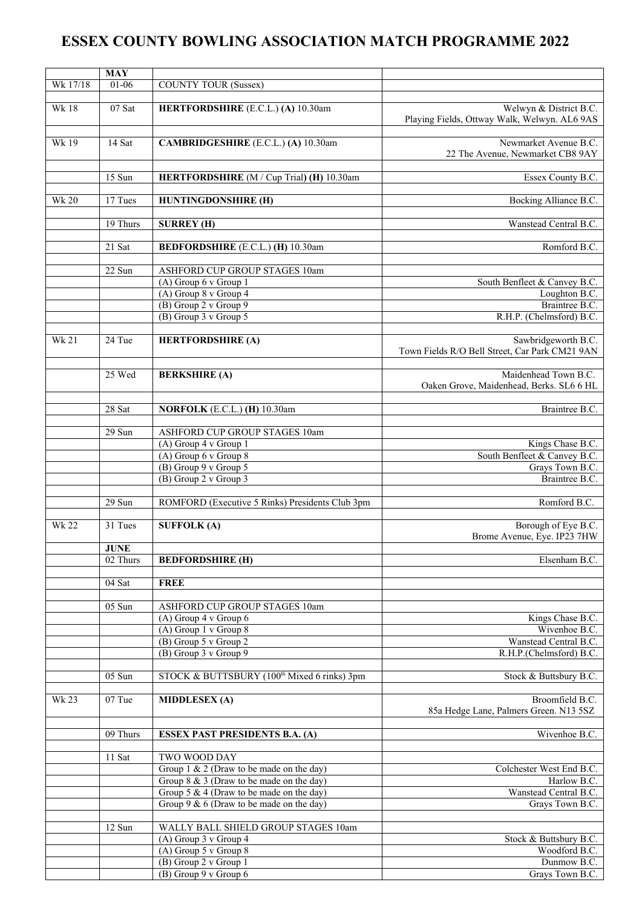# ESSEX COUNTY BOWLING ASSOCIATION MATCH PROGRAMME 2022

| | **MAY** | | |
|---|---|---|---|
| Wk 17/18 | 01-06 | COUNTY TOUR (Sussex) | |
| | | | |
| Wk 18 | 07 Sat | **HERTFORDSHIRE** (E.C.L.) **(A)** 10.30am | Welwyn & District B.C. Playing Fields, Ottway Walk, Welwyn. AL6 9AS |
| | | | |
| Wk 19 | 14 Sat | **CAMBRIDGESHIRE** (E.C.L.) **(A)** 10.30am | Newmarket Avenue B.C. 22 The Avenue, Newmarket CB8 9AY |
| | | | |
| | 15 Sun | **HERTFORDSHIRE** (M / Cup Trial) **(H)** 10.30am | Essex County B.C. |
| | | | |
| Wk 20 | 17 Tues | **HUNTINGDONSHIRE (H)** | Bocking Alliance B.C. |
| | | | |
| | 19 Thurs | **SURREY (H)** | Wanstead Central B.C. |
| | | | |
| | 21 Sat | **BEDFORDSHIRE** (E.C.L.) **(H)** 10.30am | Romford B.C. |
| | | | |
| | 22 Sun | ASHFORD CUP GROUP STAGES 10am | |
| | | (A) Group 6 v Group 1 | South Benfleet & Canvey B.C. |
| | | (A) Group 8 v Group 4 | Loughton B.C. |
| | | (B) Group 2 v Group 9 | Braintree B.C. |
| | | (B) Group 3 v Group 5 | R.H.P. (Chelmsford) B.C. |
| | | | |
| Wk 21 | 24 Tue | **HERTFORDSHIRE (A)** | Sawbridgeworth B.C. Town Fields R/O Bell Street, Car Park CM21 9AN |
| | | | |
| | 25 Wed | **BERKSHIRE (A)** | Maidenhead Town B.C. Oaken Grove, Maidenhead, Berks. SL6 6 HL |
| | | | |
| | 28 Sat | **NORFOLK** (E.C.L.) **(H)** 10.30am | Braintree B.C. |
| | | | |
| | 29 Sun | ASHFORD CUP GROUP STAGES 10am | |
| | | (A) Group 4 v Group 1 | Kings Chase B.C. |
| | | (A) Group 6 v Group 8 | South Benfleet & Canvey B.C. |
| | | (B) Group 9 v Group 5 | Grays Town B.C. |
| | | (B) Group 2 v Group 3 | Braintree B.C. |
| | | | |
| | 29 Sun | ROMFORD (Executive 5 Rinks) Presidents Club 3pm | Romford B.C. |
| | | | |
| Wk 22 | 31 Tues | **SUFFOLK (A)** | Borough of Eye B.C. Brome Avenue, Eye. IP23 7HW |
| | **JUNE** | | |
| | 02 Thurs | **BEDFORDSHIRE (H)** | Elsenham B.C. |
| | | | |
| | 04 Sat | **FREE** | |
| | | | |
| | 05 Sun | ASHFORD CUP GROUP STAGES 10am | |
| | | (A) Group 4 v Group 6 | Kings Chase B.C. |
| | | (A) Group 1 v Group 8 | Wivenhoe B.C. |
| | | (B) Group 5 v Group 2 | Wanstead Central B.C. |
| | | (B) Group 3 v Group 9 | R.H.P.(Chelmsford) B.C. |
| | | | |
| | 05 Sun | STOCK & BUTTSBURY (100th Mixed 6 rinks) 3pm | Stock & Buttsbury B.C. |
| | | | |
| Wk 23 | 07 Tue | **MIDDLESEX (A)** | Broomfield B.C. 85a Hedge Lane, Palmers Green. N13 5SZ |
| | | | |
| | 09 Thurs | **ESSEX PAST PRESIDENTS B.A. (A)** | Wivenhoe B.C. |
| | | | |
| | 11 Sat | TWO WOOD DAY | |
| | | Group 1 & 2 (Draw to be made on the day) | Colchester West End B.C. |
| | | Group 8 & 3 (Draw to be made on the day) | Harlow B.C. |
| | | Group 5 & 4 (Draw to be made on the day) | Wanstead Central B.C. |
| | | Group 9 & 6 (Draw to be made on the day) | Grays Town B.C. |
| | | | |
| | 12 Sun | WALLY BALL SHIELD GROUP STAGES 10am | |
| | | (A) Group 3 v Group 4 | Stock & Buttsbury B.C. |
| | | (A) Group 5 v Group 8 | Woodford B.C. |
| | | (B) Group 2 v Group 1 | Dunmow B.C. |
| | | (B) Group 9 v Group 6 | Grays Town B.C. |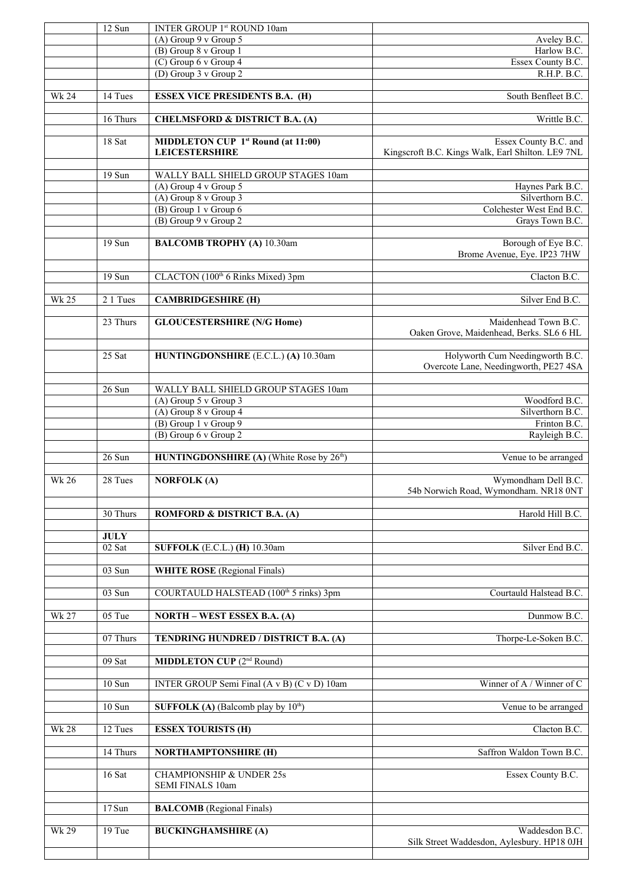| | | | |
|---|---|---|---|
| | 12 Sun | INTER GROUP 1st ROUND 10am | |
| | | (A) Group 9 v Group 5 | Aveley B.C. |
| | | (B) Group 8 v Group 1 | Harlow B.C. |
| | | (C) Group 6 v Group 4 | Essex County B.C. |
| | | (D) Group 3 v Group 2 | R.H.P. B.C. |
| | | | |
| Wk 24 | 14 Tues | **ESSEX VICE PRESIDENTS B.A. (H)** | South Benfleet B.C. |
| | | | |
| | 16 Thurs | **CHELMSFORD & DISTRICT B.A. (A)** | Writtle B.C. |
| | | | |
| | 18 Sat | **MIDDLETON CUP 1st Round (at 11:00) LEICESTERSHIRE** | Essex County B.C. and Kingscroft B.C. Kings Walk, Earl Shilton. LE9 7NL |
| | | | |
| | 19 Sun | WALLY BALL SHIELD GROUP STAGES 10am | |
| | | (A) Group 4 v Group 5 | Haynes Park B.C. |
| | | (A) Group 8 v Group 3 | Silverthorn B.C. |
| | | (B) Group 1 v Group 6 | Colchester West End B.C. |
| | | (B) Group 9 v Group 2 | Grays Town B.C. |
| | | | |
| | 19 Sun | **BALCOMB TROPHY (A)** 10.30am | Borough of Eye B.C. Brome Avenue, Eye. IP23 7HW |
| | | | |
| | 19 Sun | CLACTON (100th 6 Rinks Mixed) 3pm | Clacton B.C. |
| | | | |
| Wk 25 | 2 1 Tues | **CAMBRIDGESHIRE (H)** | Silver End B.C. |
| | | | |
| | 23 Thurs | **GLOUCESTERSHIRE (N/G Home)** | Maidenhead Town B.C. Oaken Grove, Maidenhead, Berks. SL6 6 HL |
| | | | |
| | 25 Sat | **HUNTINGDONSHIRE** (E.C.L.) **(A)** 10.30am | Holyworth Cum Needingworth B.C. Overcote Lane, Needingworth, PE27 4SA |
| | | | |
| | 26 Sun | WALLY BALL SHIELD GROUP STAGES 10am | |
| | | (A) Group 5 v Group 3 | Woodford B.C. |
| | | (A) Group 8 v Group 4 | Silverthorn B.C. |
| | | (B) Group 1 v Group 9 | Frinton B.C. |
| | | (B) Group 6 v Group 2 | Rayleigh B.C. |
| | | | |
| | 26 Sun | **HUNTINGDONSHIRE (A)** (White Rose by 26th) | Venue to be arranged |
| | | | |
| Wk 26 | 28 Tues | **NORFOLK (A)** | Wymondham Dell B.C. 54b Norwich Road, Wymondham. NR18 0NT |
| | | | |
| | 30 Thurs | **ROMFORD & DISTRICT B.A. (A)** | Harold Hill B.C. |
| | | | |
| | **JULY** | | |
| | 02 Sat | **SUFFOLK** (E.C.L.) **(H)** 10.30am | Silver End B.C. |
| | | | |
| | 03 Sun | **WHITE ROSE** (Regional Finals) | |
| | | | |
| | 03 Sun | COURTAULD HALSTEAD (100th 5 rinks) 3pm | Courtauld Halstead B.C. |
| | | | |
| Wk 27 | 05 Tue | **NORTH – WEST ESSEX B.A. (A)** | Dunmow B.C. |
| | | | |
| | 07 Thurs | **TENDRING HUNDRED / DISTRICT B.A. (A)** | Thorpe-Le-Soken B.C. |
| | | | |
| | 09 Sat | **MIDDLETON CUP** (2nd Round) | |
| | | | |
| | 10 Sun | INTER GROUP Semi Final (A v B) (C v D) 10am | Winner of A / Winner of C |
| | | | |
| | 10 Sun | **SUFFOLK (A)** (Balcomb play by 10th) | Venue to be arranged |
| | | | |
| Wk 28 | 12 Tues | **ESSEX TOURISTS (H)** | Clacton B.C. |
| | | | |
| | 14 Thurs | **NORTHAMPTONSHIRE (H)** | Saffron Waldon Town B.C. |
| | | | |
| | 16 Sat | CHAMPIONSHIP & UNDER 25s SEMI FINALS 10am | Essex County B.C. |
| | | | |
| | 17 Sun | **BALCOMB** (Regional Finals) | |
| | | | |
| Wk 29 | 19 Tue | **BUCKINGHAMSHIRE (A)** | Waddesdon B.C. Silk Street Waddesdon, Aylesbury. HP18 0JH |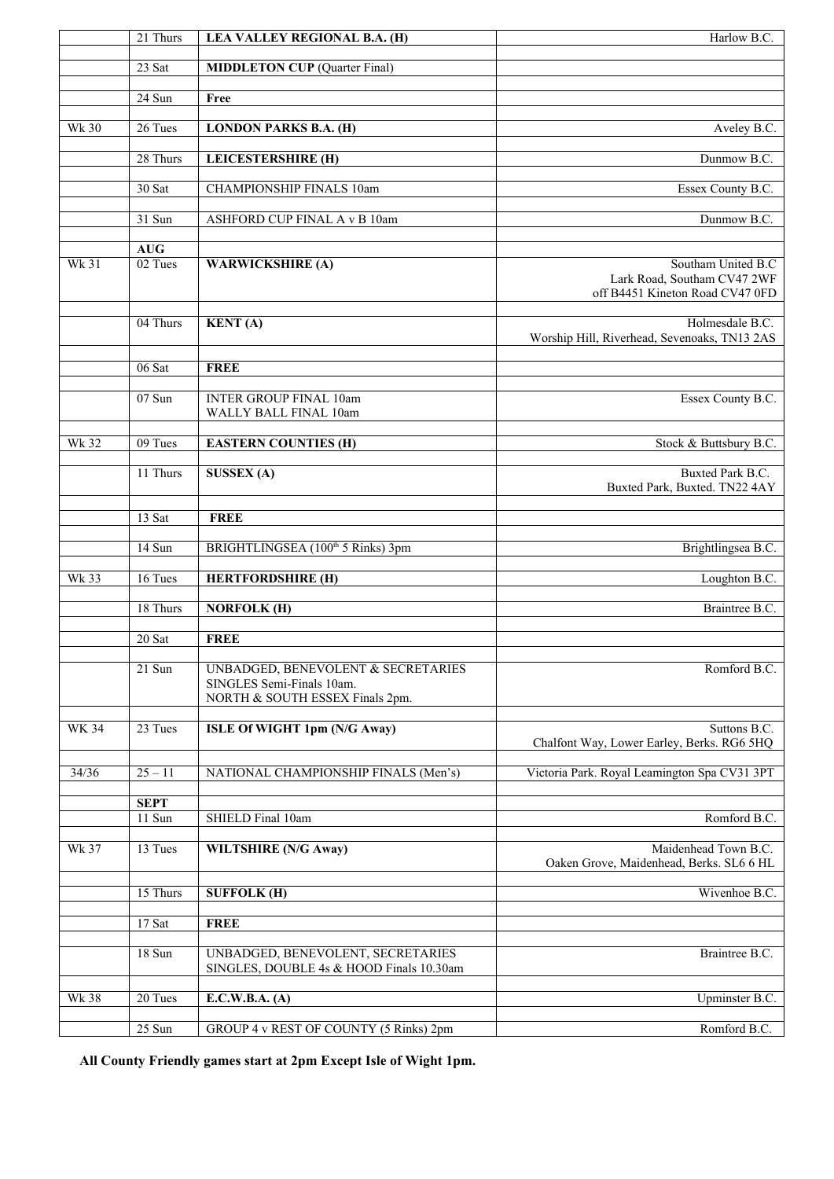| | | | |
|---|---|---|---|
| | 21 Thurs | **LEA VALLEY REGIONAL B.A. (H)** | Harlow B.C. |
| | 23 Sat | **MIDDLETON CUP** (Quarter Final) | |
| | 24 Sun | **Free** | |
| Wk 30 | 26 Tues | **LONDON PARKS B.A. (H)** | Aveley B.C. |
| | 28 Thurs | **LEICESTERSHIRE (H)** | Dunmow B.C. |
| | 30 Sat | CHAMPIONSHIP FINALS 10am | Essex County B.C. |
| | 31 Sun | ASHFORD CUP FINAL A v B 10am | Dunmow B.C. |
| | **AUG** | | |
| Wk 31 | 02 Tues | **WARWICKSHIRE (A)** | Southam United B.C<br>Lark Road, Southam CV47 2WF<br>off B4451 Kineton Road CV47 0FD |
| | 04 Thurs | **KENT (A)** | Holmesdale B.C.<br>Worship Hill, Riverhead, Sevenoaks, TN13 2AS |
| | 06 Sat | **FREE** | |
| | 07 Sun | INTER GROUP FINAL 10am<br>WALLY BALL FINAL 10am | Essex County B.C. |
| Wk 32 | 09 Tues | **EASTERN COUNTIES (H)** | Stock & Buttsbury B.C. |
| | 11 Thurs | **SUSSEX (A)** | Buxted Park B.C.<br>Buxted Park, Buxted. TN22 4AY |
| | 13 Sat | **FREE** | |
| | 14 Sun | BRIGHTLINGSEA (100th 5 Rinks) 3pm | Brightlingsea B.C. |
| Wk 33 | 16 Tues | **HERTFORDSHIRE (H)** | Loughton B.C. |
| | 18 Thurs | **NORFOLK (H)** | Braintree B.C. |
| | 20 Sat | **FREE** | |
| | 21 Sun | UNBADGED, BENEVOLENT & SECRETARIES<br>SINGLES Semi-Finals 10am.<br>NORTH & SOUTH ESSEX Finals 2pm. | Romford B.C. |
| WK 34 | 23 Tues | **ISLE Of WIGHT 1pm (N/G Away)** | Suttons B.C.<br>Chalfont Way, Lower Earley, Berks. RG6 5HQ |
| 34/36 | 25 – 11 | NATIONAL CHAMPIONSHIP FINALS (Men's) | Victoria Park. Royal Leamington Spa CV31 3PT |
| | **SEPT** | | |
| | 11 Sun | SHIELD Final 10am | Romford B.C. |
| Wk 37 | 13 Tues | **WILTSHIRE (N/G Away)** | Maidenhead Town B.C.<br>Oaken Grove, Maidenhead, Berks. SL6 6 HL |
| | 15 Thurs | **SUFFOLK (H)** | Wivenhoe B.C. |
| | 17 Sat | **FREE** | |
| | 18 Sun | UNBADGED, BENEVOLENT, SECRETARIES<br>SINGLES, DOUBLE 4s & HOOD Finals 10.30am | Braintree B.C. |
| Wk 38 | 20 Tues | **E.C.W.B.A. (A)** | Upminster B.C. |
| | 25 Sun | GROUP 4 v REST OF COUNTY (5 Rinks) 2pm | Romford B.C. |

**All County Friendly games start at 2pm Except Isle of Wight 1pm.**